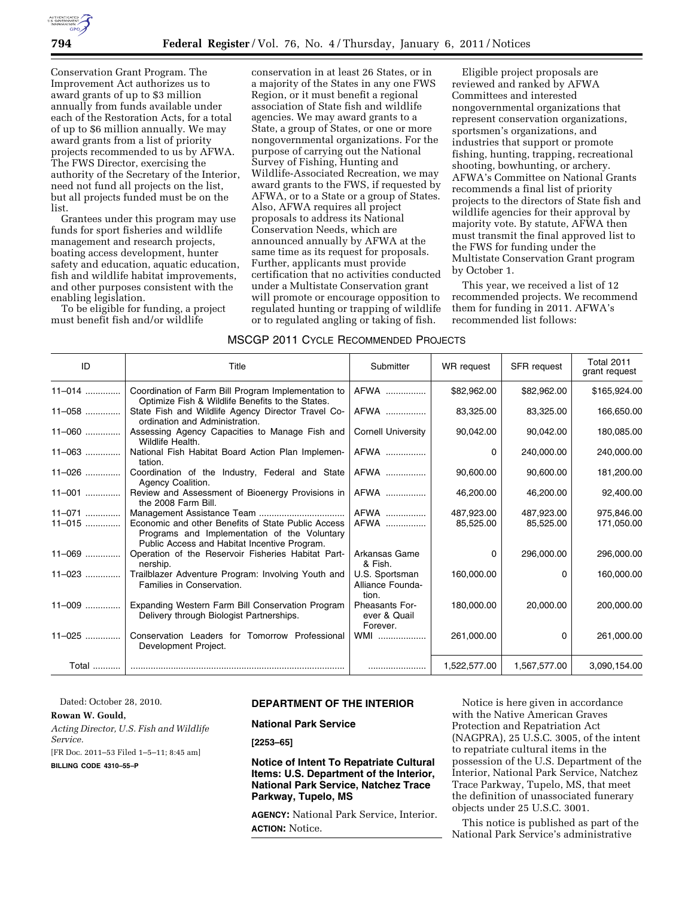Conservation Grant Program. The Improvement Act authorizes us to award grants of up to $3 million annually from funds available under each of the Restoration Acts, for a total of up to $6 million annually. We may award grants from a list of priority projects recommended to us by AFWA. The FWS Director, exercising the authority of the Secretary of the Interior, need not fund all projects on the list, but all projects funded must be on the list.

Grantees under this program may use funds for sport fisheries and wildlife management and research projects, boating access development, hunter safety and education, aquatic education, fish and wildlife habitat improvements, and other purposes consistent with the enabling legislation.

To be eligible for funding, a project must benefit fish and/or wildlife conservation in at least 26 States, or in a majority of the States in any one FWS Region, or it must benefit a regional association of State fish and wildlife agencies. We may award grants to a State, a group of States, or one or more nongovernmental organizations. For the purpose of carrying out the National Survey of Fishing, Hunting and Wildlife-Associated Recreation, we may award grants to the FWS, if requested by AFWA, or to a State or a group of States. Also, AFWA requires all project proposals to address its National Conservation Needs, which are announced annually by AFWA at the same time as its request for proposals. Further, applicants must provide certification that no activities conducted under a Multistate Conservation grant will promote or encourage opposition to regulated hunting or trapping of wildlife or to regulated angling or taking of fish.

Eligible project proposals are reviewed and ranked by AFWA Committees and interested nongovernmental organizations that represent conservation organizations, sportsmen's organizations, and industries that support or promote fishing, hunting, trapping, recreational shooting, bowhunting, or archery. AFWA's Committee on National Grants recommends a final list of priority projects to the directors of State fish and wildlife agencies for their approval by majority vote. By statute, AFWA then must transmit the final approved list to the FWS for funding under the Multistate Conservation Grant program by October 1.

This year, we received a list of 12 recommended projects. We recommend them for funding in 2011. AFWA's recommended list follows:

MSCGP 2011 CYCLE RECOMMENDED PROJECTS

| ID | Title | Submitter | WR request | SFR request | Total 2011 grant request |
|---|---|---|---|---|---|
| 11–014 | Coordination of Farm Bill Program Implementation to Optimize Fish & Wildlife Benefits to the States. | AFWA | $82,962.00 | $82,962.00 | $165,924.00 |
| 11–058 | State Fish and Wildlife Agency Director Travel Coordination and Administration. | AFWA | 83,325.00 | 83,325.00 | 166,650.00 |
| 11–060 | Assessing Agency Capacities to Manage Fish and Wildlife Health. | Cornell University | 90,042.00 | 90,042.00 | 180,085.00 |
| 11–063 | National Fish Habitat Board Action Plan Implementation. | AFWA | 0 | 240,000.00 | 240,000.00 |
| 11–026 | Coordination of the Industry, Federal and State Agency Coalition. | AFWA | 90,600.00 | 90,600.00 | 181,200.00 |
| 11–001 | Review and Assessment of Bioenergy Provisions in the 2008 Farm Bill. | AFWA | 46,200.00 | 46,200.00 | 92,400.00 |
| 11–071 | Management Assistance Team | AFWA | 487,923.00 | 487,923.00 | 975,846.00 |
| 11–015 | Economic and other Benefits of State Public Access Programs and Implementation of the Voluntary Public Access and Habitat Incentive Program. | AFWA | 85,525.00 | 85,525.00 | 171,050.00 |
| 11–069 | Operation of the Reservoir Fisheries Habitat Partnership. | Arkansas Game & Fish. | 0 | 296,000.00 | 296,000.00 |
| 11–023 | Trailblazer Adventure Program: Involving Youth and Families in Conservation. | U.S. Sportsman Alliance Foundation. | 160,000.00 | 0 | 160,000.00 |
| 11–009 | Expanding Western Farm Bill Conservation Program Delivery through Biologist Partnerships. | Pheasants Forever & Quail Forever. | 180,000.00 | 20,000.00 | 200,000.00 |
| 11–025 | Conservation Leaders for Tomorrow Professional Development Project. | WMI | 261,000.00 | 0 | 261,000.00 |
| Total | | | 1,522,577.00 | 1,567,577.00 | 3,090,154.00 |

Dated: October 28, 2010.

**Rowan W. Gould,**

*Acting Director, U.S. Fish and Wildlife Service.*

[FR Doc. 2011–53 Filed 1–5–11; 8:45 am]

**BILLING CODE 4310–55–P**

## DEPARTMENT OF THE INTERIOR

### National Park Service

**[2253–65]**

### Notice of Intent To Repatriate Cultural Items: U.S. Department of the Interior, National Park Service, Natchez Trace Parkway, Tupelo, MS

**AGENCY:** National Park Service, Interior.

**ACTION:** Notice.

Notice is here given in accordance with the Native American Graves Protection and Repatriation Act (NAGPRA), 25 U.S.C. 3005, of the intent to repatriate cultural items in the possession of the U.S. Department of the Interior, National Park Service, Natchez Trace Parkway, Tupelo, MS, that meet the definition of unassociated funerary objects under 25 U.S.C. 3001.

This notice is published as part of the National Park Service's administrative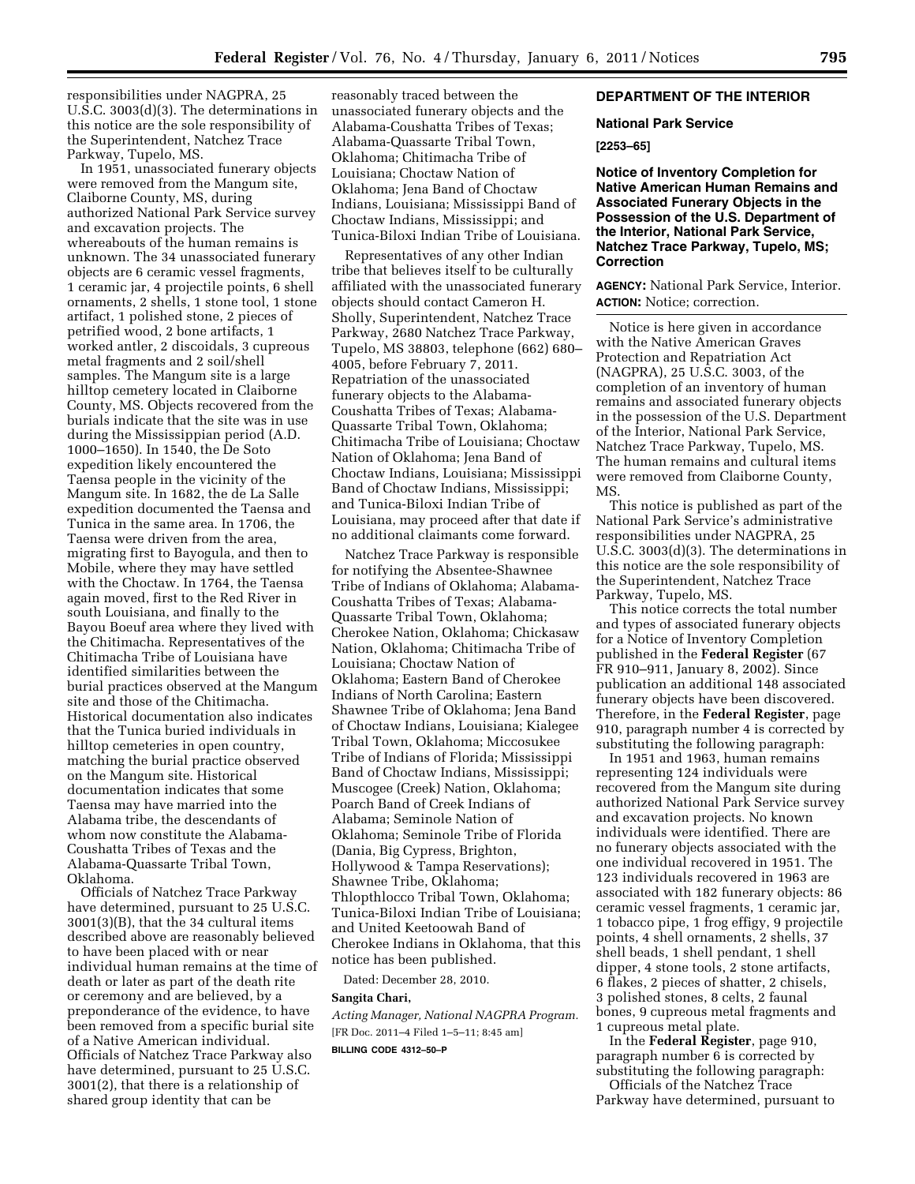responsibilities under NAGPRA, 25 U.S.C. 3003(d)(3). The determinations in this notice are the sole responsibility of the Superintendent, Natchez Trace Parkway, Tupelo, MS.

In 1951, unassociated funerary objects were removed from the Mangum site, Claiborne County, MS, during authorized National Park Service survey and excavation projects. The whereabouts of the human remains is unknown. The 34 unassociated funerary objects are 6 ceramic vessel fragments, 1 ceramic jar, 4 projectile points, 6 shell ornaments, 2 shells, 1 stone tool, 1 stone artifact, 1 polished stone, 2 pieces of petrified wood, 2 bone artifacts, 1 worked antler, 2 discoidals, 3 cupreous metal fragments and 2 soil/shell samples. The Mangum site is a large hilltop cemetery located in Claiborne County, MS. Objects recovered from the burials indicate that the site was in use during the Mississippian period (A.D. 1000–1650). In 1540, the De Soto expedition likely encountered the Taensa people in the vicinity of the Mangum site. In 1682, the de La Salle expedition documented the Taensa and Tunica in the same area. In 1706, the Taensa were driven from the area, migrating first to Bayogula, and then to Mobile, where they may have settled with the Choctaw. In 1764, the Taensa again moved, first to the Red River in south Louisiana, and finally to the Bayou Boeuf area where they lived with the Chitimacha. Representatives of the Chitimacha Tribe of Louisiana have identified similarities between the burial practices observed at the Mangum site and those of the Chitimacha. Historical documentation also indicates that the Tunica buried individuals in hilltop cemeteries in open country, matching the burial practice observed on the Mangum site. Historical documentation indicates that some Taensa may have married into the Alabama tribe, the descendants of whom now constitute the Alabama-Coushatta Tribes of Texas and the Alabama-Quassarte Tribal Town, Oklahoma.

Officials of Natchez Trace Parkway have determined, pursuant to 25 U.S.C. 3001(3)(B), that the 34 cultural items described above are reasonably believed to have been placed with or near individual human remains at the time of death or later as part of the death rite or ceremony and are believed, by a preponderance of the evidence, to have been removed from a specific burial site of a Native American individual. Officials of Natchez Trace Parkway also have determined, pursuant to 25 U.S.C. 3001(2), that there is a relationship of shared group identity that can be reasonably traced between the unassociated funerary objects and the Alabama-Coushatta Tribes of Texas; Alabama-Quassarte Tribal Town, Oklahoma; Chitimacha Tribe of Louisiana; Choctaw Nation of Oklahoma; Jena Band of Choctaw Indians, Louisiana; Mississippi Band of Choctaw Indians, Mississippi; and Tunica-Biloxi Indian Tribe of Louisiana.

Representatives of any other Indian tribe that believes itself to be culturally affiliated with the unassociated funerary objects should contact Cameron H. Sholly, Superintendent, Natchez Trace Parkway, 2680 Natchez Trace Parkway, Tupelo, MS 38803, telephone (662) 680–4005, before February 7, 2011. Repatriation of the unassociated funerary objects to the Alabama-Coushatta Tribes of Texas; Alabama-Quassarte Tribal Town, Oklahoma; Chitimacha Tribe of Louisiana; Choctaw Nation of Oklahoma; Jena Band of Choctaw Indians, Louisiana; Mississippi Band of Choctaw Indians, Mississippi; and Tunica-Biloxi Indian Tribe of Louisiana, may proceed after that date if no additional claimants come forward.

Natchez Trace Parkway is responsible for notifying the Absentee-Shawnee Tribe of Indians of Oklahoma; Alabama-Coushatta Tribes of Texas; Alabama-Quassarte Tribal Town, Oklahoma; Cherokee Nation, Oklahoma; Chickasaw Nation, Oklahoma; Chitimacha Tribe of Louisiana; Choctaw Nation of Oklahoma; Eastern Band of Cherokee Indians of North Carolina; Eastern Shawnee Tribe of Oklahoma; Jena Band of Choctaw Indians, Louisiana; Kialegee Tribal Town, Oklahoma; Miccosukee Tribe of Indians of Florida; Mississippi Band of Choctaw Indians, Mississippi; Muscogee (Creek) Nation, Oklahoma; Poarch Band of Creek Indians of Alabama; Seminole Nation of Oklahoma; Seminole Tribe of Florida (Dania, Big Cypress, Brighton, Hollywood & Tampa Reservations); Shawnee Tribe, Oklahoma; Thlopthlocco Tribal Town, Oklahoma; Tunica-Biloxi Indian Tribe of Louisiana; and United Keetoowah Band of Cherokee Indians in Oklahoma, that this notice has been published.

Dated: December 28, 2010.

**Sangita Chari,**

*Acting Manager, National NAGPRA Program.*

[FR Doc. 2011–4 Filed 1–5–11; 8:45 am]

**BILLING CODE 4312–50–P**

**DEPARTMENT OF THE INTERIOR**

**National Park Service**

**[2253–65]**

**Notice of Inventory Completion for Native American Human Remains and Associated Funerary Objects in the Possession of the U.S. Department of the Interior, National Park Service, Natchez Trace Parkway, Tupelo, MS; Correction**

**AGENCY:** National Park Service, Interior.

**ACTION:** Notice; correction.

Notice is here given in accordance with the Native American Graves Protection and Repatriation Act (NAGPRA), 25 U.S.C. 3003, of the completion of an inventory of human remains and associated funerary objects in the possession of the U.S. Department of the Interior, National Park Service, Natchez Trace Parkway, Tupelo, MS. The human remains and cultural items were removed from Claiborne County, MS.

This notice is published as part of the National Park Service's administrative responsibilities under NAGPRA, 25 U.S.C. 3003(d)(3). The determinations in this notice are the sole responsibility of the Superintendent, Natchez Trace Parkway, Tupelo, MS.

This notice corrects the total number and types of associated funerary objects for a Notice of Inventory Completion published in the **Federal Register** (67 FR 910–911, January 8, 2002). Since publication an additional 148 associated funerary objects have been discovered. Therefore, in the **Federal Register**, page 910, paragraph number 4 is corrected by substituting the following paragraph:

In 1951 and 1963, human remains representing 124 individuals were recovered from the Mangum site during authorized National Park Service survey and excavation projects. No known individuals were identified. There are no funerary objects associated with the one individual recovered in 1951. The 123 individuals recovered in 1963 are associated with 182 funerary objects: 86 ceramic vessel fragments, 1 ceramic jar, 1 tobacco pipe, 1 frog effigy, 9 projectile points, 4 shell ornaments, 2 shells, 37 shell beads, 1 shell pendant, 1 shell dipper, 4 stone tools, 2 stone artifacts, 6 flakes, 2 pieces of shatter, 2 chisels, 3 polished stones, 8 celts, 2 faunal bones, 9 cupreous metal fragments and 1 cupreous metal plate.

In the **Federal Register**, page 910, paragraph number 6 is corrected by substituting the following paragraph:

Officials of the Natchez Trace Parkway have determined, pursuant to